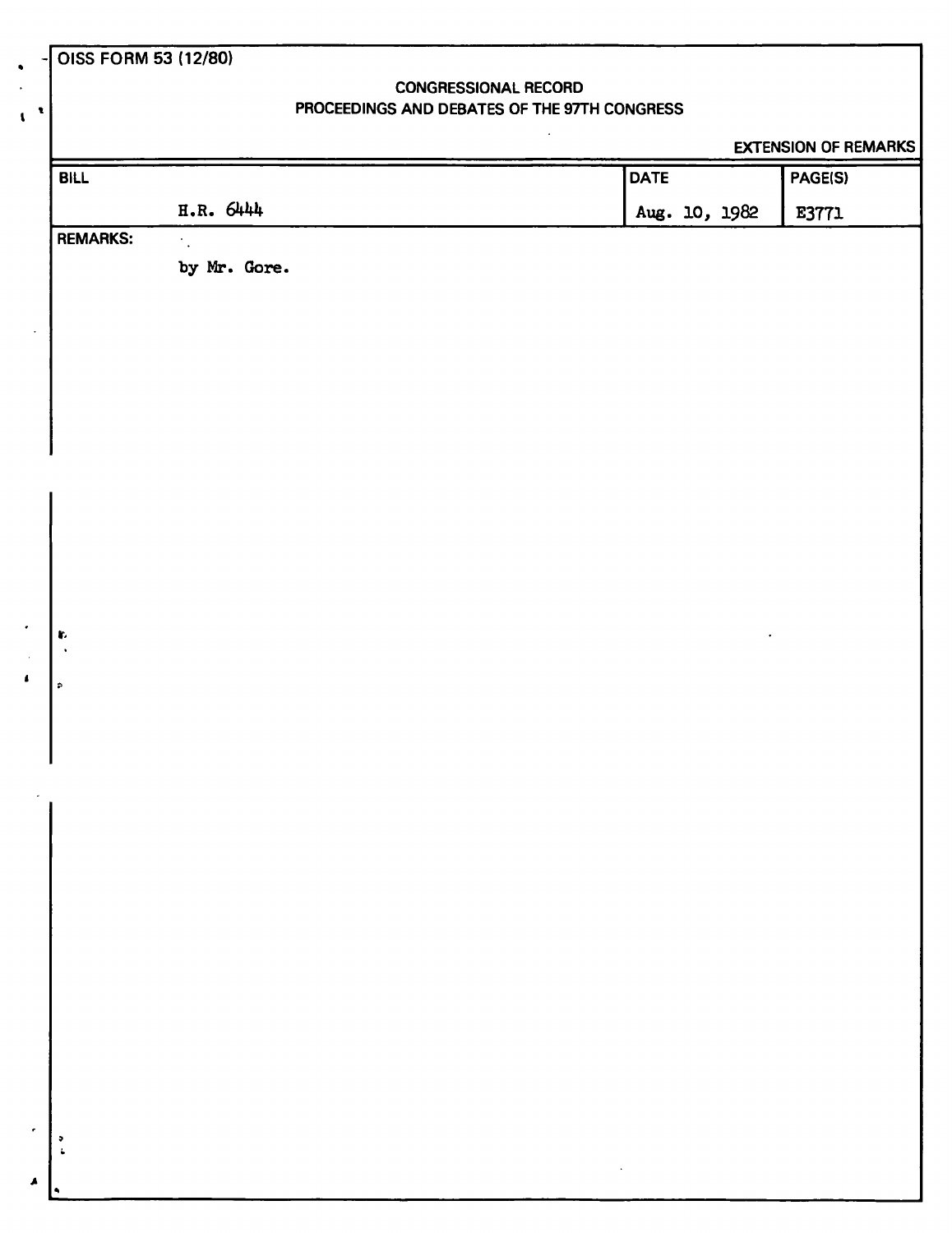OISS FORM 53 (12/80)

CONGRESSIONAL RECORD

PROCEEDINGS AND DEBATES OF THE 97TH CONGRESS

EXTENSION OF REMARKS

| BILL | DATE | PAGE(S) |
|---|---|---|
| H.R. 6444 | Aug. 10, 1982 | E3771 |

REMARKS:

by Mr. Gore.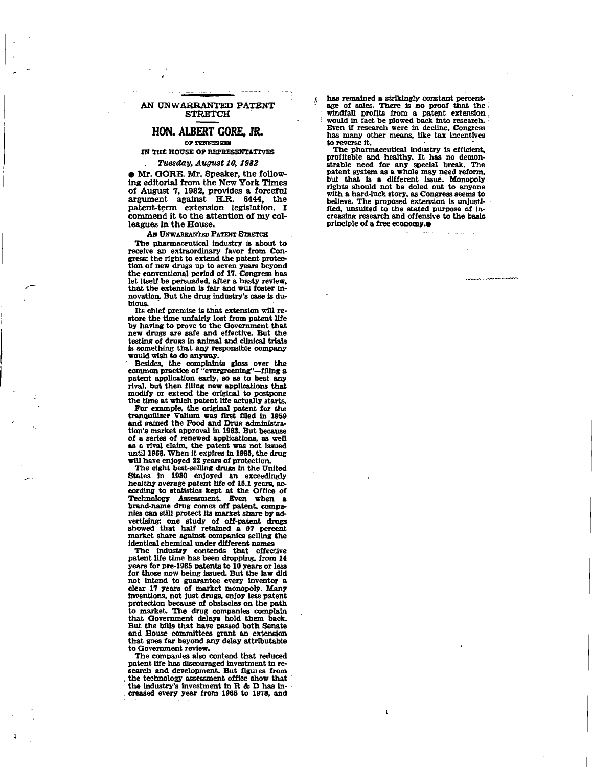## AN UNWARRANTED PATENT STRETCH

### HON. ALBERT GORE, JR.

OF TENNESSEE

IN THE HOUSE OF REPRESENTATIVES

*Tuesday, August 10, 1982*

● Mr. GORE. Mr. Speaker, the following editorial from the New York Times of August 7, 1982, provides a forceful argument against H.R. 6444, the patent-term extension legislation. I commend it to the attention of my colleagues in the House.

AN UNWARRANTED PATENT STRETCH

The pharmaceutical industry is about to receive an extraordinary favor from Congress: the right to extend the patent protection of new drugs up to seven years beyond the conventional period of 17. Congress has let itself be persuaded, after a hasty review, that the extension is fair and will foster innovation. But the drug industry's case is dubious.

Its chief premise is that extension will restore the time unfairly lost from patent life by having to prove to the Government that new drugs are safe and effective. But the testing of drugs in animal and clinical trials is something that any responsible company would wish to do anyway.

Besides, the complaints gloss over the common practice of "evergreening"—filing a patent application early, so as to beat any rival, but then filing new applications that modify or extend the original to postpone the time at which patent life actually starts.

For example, the original patent for the tranquilizer Valium was first filed in 1959 and gained the Food and Drug administration's market approval in 1963. But because of a series of renewed applications, as well as a rival claim, the patent was not issued until 1968. When it expires in 1985, the drug will have enjoyed 22 years of protection.

The eight best-selling drugs in the United States in 1980 enjoyed an exceedingly healthy average patent life of 15.1 years, according to statistics kept at the Office of Technology Assessment. Even when a brand-name drug comes off patent, companies can still protect its market share by advertising; one study of off-patent drugs showed that half retained a 97 percent market share against companies selling the identical chemical under different names

The industry contends that effective patent life time has been dropping, from 14 years for pre-1965 patents to 10 years or less for those now being issued. But the law did not intend to guarantee every inventor a clear 17 years of market monopoly. Many inventions, not just drugs, enjoy less patent protection because of obstacles on the path to market. The drug companies complain that Government delays hold them back. But the bills that have passed both Senate and House committees grant an extension that goes far beyond any delay attributable to Government review.

The companies also contend that reduced patent life has discouraged investment in research and development. But figures from the technology assessment office show that the industry's investment in R & D has increased every year from 1965 to 1978, and has remained a strikingly constant percentage of sales. There is no proof that the windfall profits from a patent extension would in fact be plowed back into research. Even if research were in decline, Congress has many other means, like tax incentives to reverse it.

The pharmaceutical industry is efficient, profitable and healthy. It has no demonstrable need for any special break. The patent system as a whole may need reform, but that is a different issue. Monopoly rights should not be doled out to anyone with a hard-luck story, as Congress seems to believe. The proposed extension is unjustified, unsuited to the stated purpose of increasing research and offensive to the basic principle of a free economy.●